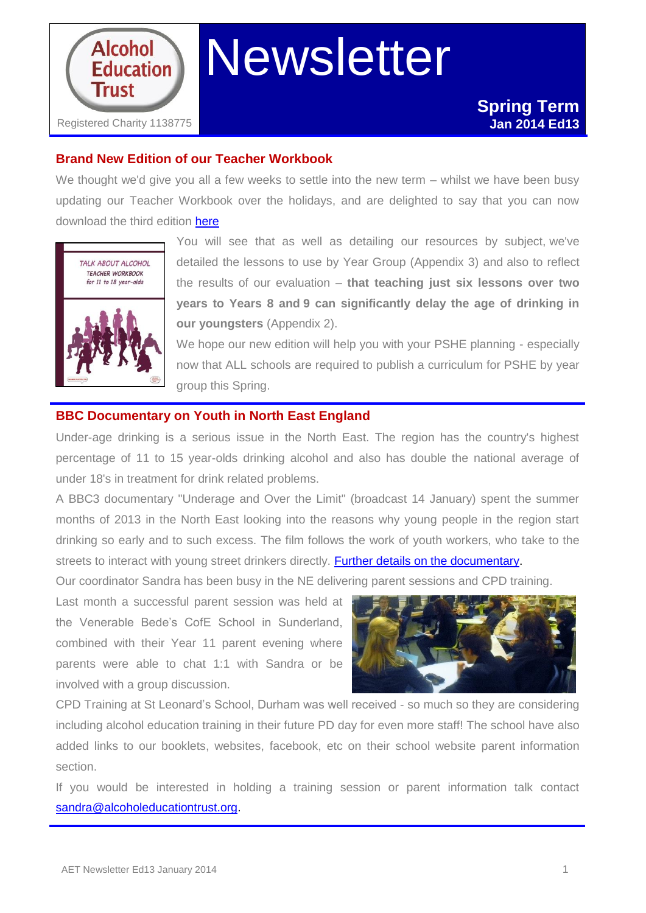Alcohol Education Trust

Registered Charity 1138775

# Newsletter

**Spring Term**
**Jan 2014 Ed13**

## Brand New Edition of our Teacher Workbook

We thought we'd give you all a few weeks to settle into the new term – whilst we have been busy updating our Teacher Workbook over the holidays, and are delighted to say that you can now download the third edition [here](here)

You will see that as well as detailing our resources by subject, we've detailed the lessons to use by Year Group (Appendix 3) and also to reflect the results of our evaluation – **that teaching just six lessons over two years to Years 8 and 9 can significantly delay the age of drinking in our youngsters** (Appendix 2).

We hope our new edition will help you with your PSHE planning - especially now that ALL schools are required to publish a curriculum for PSHE by year group this Spring.

## BBC Documentary on Youth in North East England

Under-age drinking is a serious issue in the North East. The region has the country's highest percentage of 11 to 15 year-olds drinking alcohol and also has double the national average of under 18's in treatment for drink related problems.

A BBC3 documentary "Underage and Over the Limit" (broadcast 14 January) spent the summer months of 2013 in the North East looking into the reasons why young people in the region start drinking so early and to such excess. The film follows the work of youth workers, who take to the streets to interact with young street drinkers directly. [Further details on the documentary](Further details on the documentary).

Our coordinator Sandra has been busy in the NE delivering parent sessions and CPD training.

Last month a successful parent session was held at the Venerable Bede's CofE School in Sunderland, combined with their Year 11 parent evening where parents were able to chat 1:1 with Sandra or be involved with a group discussion.

CPD Training at St Leonard's School, Durham was well received - so much so they are considering including alcohol education training in their future PD day for even more staff! The school have also added links to our booklets, websites, facebook, etc on their school website parent information section.

If you would be interested in holding a training session or parent information talk contact sandra@alcoholeducationtrust.org.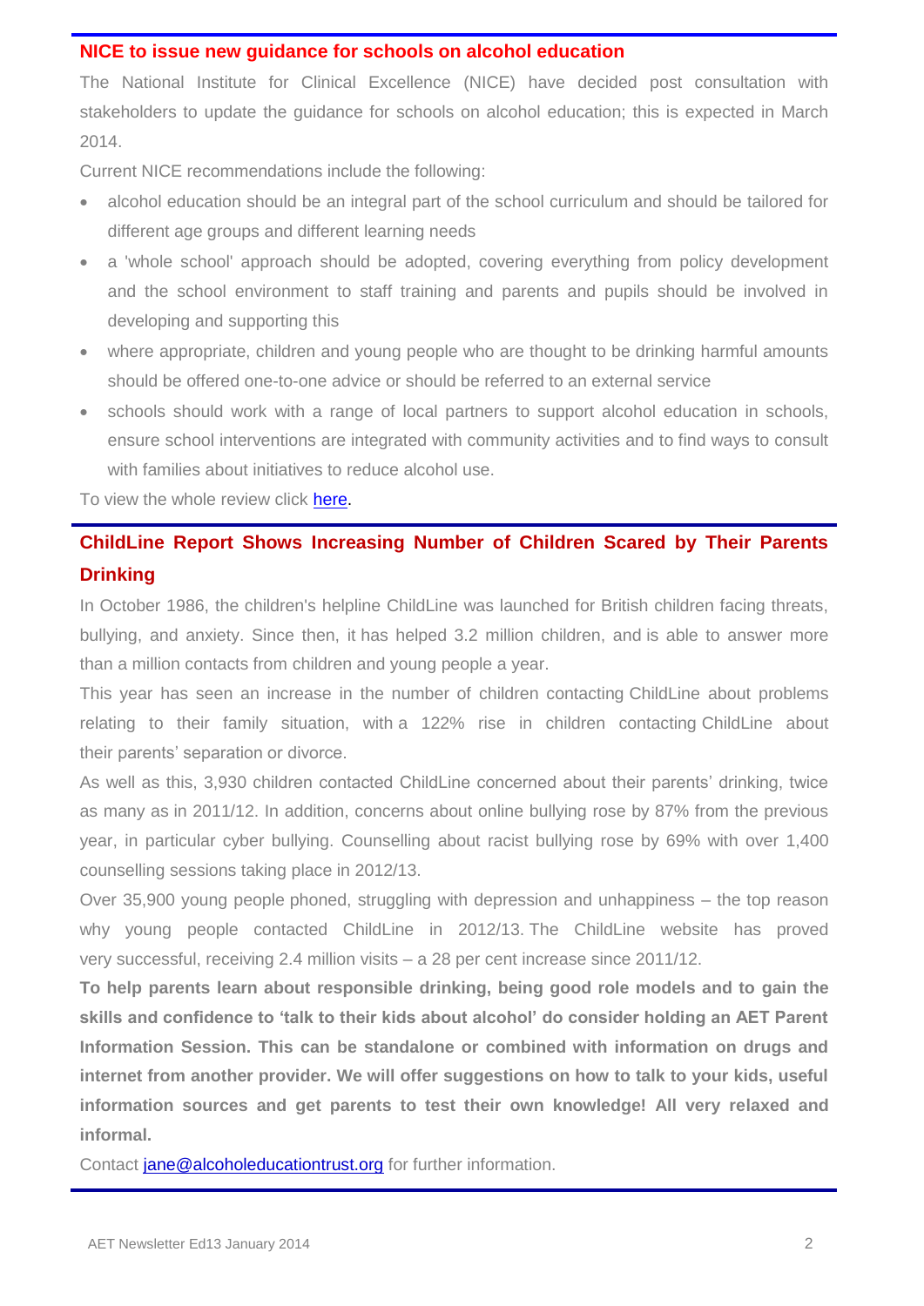## NICE to issue new guidance for schools on alcohol education

The National Institute for Clinical Excellence (NICE) have decided post consultation with stakeholders to update the guidance for schools on alcohol education; this is expected in March 2014.

Current NICE recommendations include the following:

- alcohol education should be an integral part of the school curriculum and should be tailored for different age groups and different learning needs
- a 'whole school' approach should be adopted, covering everything from policy development and the school environment to staff training and parents and pupils should be involved in developing and supporting this
- where appropriate, children and young people who are thought to be drinking harmful amounts should be offered one-to-one advice or should be referred to an external service
- schools should work with a range of local partners to support alcohol education in schools, ensure school interventions are integrated with community activities and to find ways to consult with families about initiatives to reduce alcohol use.

To view the whole review click here.

## ChildLine Report Shows Increasing Number of Children Scared by Their Parents Drinking

In October 1986, the children's helpline ChildLine was launched for British children facing threats, bullying, and anxiety. Since then, it has helped 3.2 million children, and is able to answer more than a million contacts from children and young people a year.

This year has seen an increase in the number of children contacting ChildLine about problems relating to their family situation, with a 122% rise in children contacting ChildLine about their parents' separation or divorce.

As well as this, 3,930 children contacted ChildLine concerned about their parents' drinking, twice as many as in 2011/12. In addition, concerns about online bullying rose by 87% from the previous year, in particular cyber bullying. Counselling about racist bullying rose by 69% with over 1,400 counselling sessions taking place in 2012/13.

Over 35,900 young people phoned, struggling with depression and unhappiness – the top reason why young people contacted ChildLine in 2012/13. The ChildLine website has proved very successful, receiving 2.4 million visits – a 28 per cent increase since 2011/12.

**To help parents learn about responsible drinking, being good role models and to gain the skills and confidence to 'talk to their kids about alcohol' do consider holding an AET Parent Information Session. This can be standalone or combined with information on drugs and internet from another provider. We will offer suggestions on how to talk to your kids, useful information sources and get parents to test their own knowledge! All very relaxed and informal.**

Contact jane@alcoholeducationtrust.org for further information.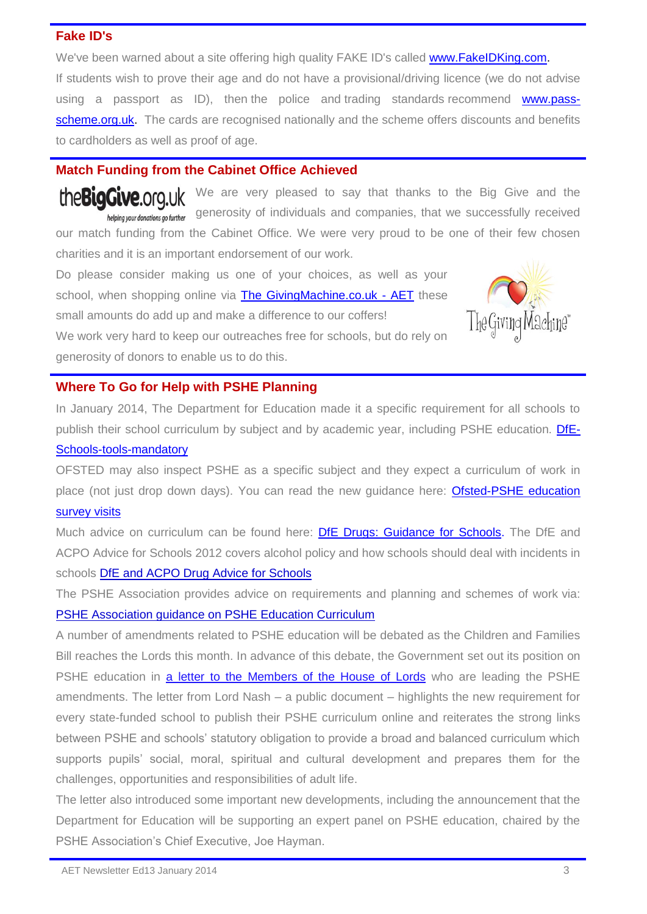## Fake ID's

We've been warned about a site offering high quality FAKE ID's called www.FakeIDKing.com.

If students wish to prove their age and do not have a provisional/driving licence (we do not advise using a passport as ID), then the police and trading standards recommend www.pass-scheme.org.uk. The cards are recognised nationally and the scheme offers discounts and benefits to cardholders as well as proof of age.

## Match Funding from the Cabinet Office Achieved

We are very pleased to say that thanks to the Big Give and the generosity of individuals and companies, that we successfully received our match funding from the Cabinet Office. We were very proud to be one of their few chosen charities and it is an important endorsement of our work.

Do please consider making us one of your choices, as well as your school, when shopping online via The GivingMachine.co.uk - AET these small amounts do add up and make a difference to our coffers!

We work very hard to keep our outreaches free for schools, but do rely on generosity of donors to enable us to do this.

## Where To Go for Help with PSHE Planning

In January 2014, The Department for Education made it a specific requirement for all schools to publish their school curriculum by subject and by academic year, including PSHE education. DfE-Schools-tools-mandatory

OFSTED may also inspect PSHE as a specific subject and they expect a curriculum of work in place (not just drop down days). You can read the new guidance here: Ofsted-PSHE education survey visits

Much advice on curriculum can be found here: DfE Drugs: Guidance for Schools. The DfE and ACPO Advice for Schools 2012 covers alcohol policy and how schools should deal with incidents in schools DfE and ACPO Drug Advice for Schools

The PSHE Association provides advice on requirements and planning and schemes of work via: PSHE Association guidance on PSHE Education Curriculum

A number of amendments related to PSHE education will be debated as the Children and Families Bill reaches the Lords this month. In advance of this debate, the Government set out its position on PSHE education in a letter to the Members of the House of Lords who are leading the PSHE amendments. The letter from Lord Nash – a public document – highlights the new requirement for every state-funded school to publish their PSHE curriculum online and reiterates the strong links between PSHE and schools' statutory obligation to provide a broad and balanced curriculum which supports pupils' social, moral, spiritual and cultural development and prepares them for the challenges, opportunities and responsibilities of adult life.

The letter also introduced some important new developments, including the announcement that the Department for Education will be supporting an expert panel on PSHE education, chaired by the PSHE Association's Chief Executive, Joe Hayman.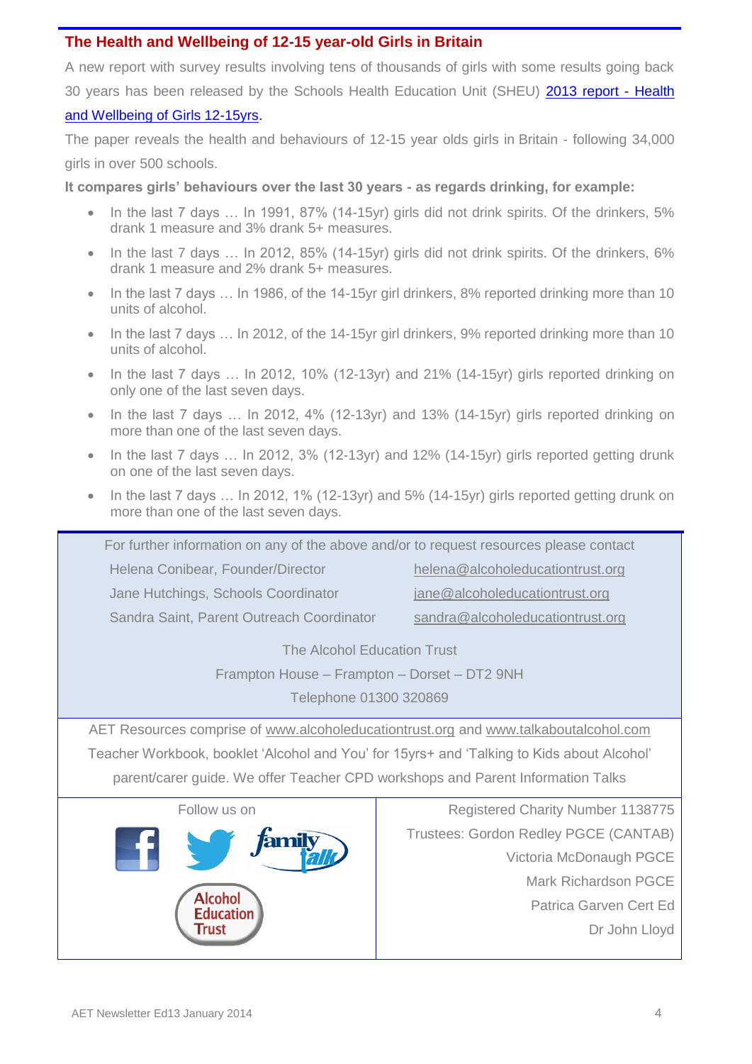## The Health and Wellbeing of 12-15 year-old Girls in Britain

A new report with survey results involving tens of thousands of girls with some results going back 30 years has been released by the Schools Health Education Unit (SHEU) [2013 report - Health and Wellbeing of Girls 12-15yrs](#).

The paper reveals the health and behaviours of 12-15 year olds girls in Britain - following 34,000 girls in over 500 schools.

**It compares girls' behaviours over the last 30 years - as regards drinking, for example:**

- In the last 7 days … In 1991, 87% (14-15yr) girls did not drink spirits. Of the drinkers, 5% drank 1 measure and 3% drank 5+ measures.
- In the last 7 days … In 2012, 85% (14-15yr) girls did not drink spirits. Of the drinkers, 6% drank 1 measure and 2% drank 5+ measures.
- In the last 7 days … In 1986, of the 14-15yr girl drinkers, 8% reported drinking more than 10 units of alcohol.
- In the last 7 days … In 2012, of the 14-15yr girl drinkers, 9% reported drinking more than 10 units of alcohol.
- In the last 7 days … In 2012, 10% (12-13yr) and 21% (14-15yr) girls reported drinking on only one of the last seven days.
- In the last 7 days … In 2012, 4% (12-13yr) and 13% (14-15yr) girls reported drinking on more than one of the last seven days.
- In the last 7 days … In 2012, 3% (12-13yr) and 12% (14-15yr) girls reported getting drunk on one of the last seven days.
- In the last 7 days … In 2012, 1% (12-13yr) and 5% (14-15yr) girls reported getting drunk on more than one of the last seven days.

For further information on any of the above and/or to request resources please contact

| | |
|---|---|
| Helena Conibear, Founder/Director | helena@alcoholeducationtrust.org |
| Jane Hutchings, Schools Coordinator | jane@alcoholeducationtrust.org |
| Sandra Saint, Parent Outreach Coordinator | sandra@alcoholeducationtrust.org |

The Alcohol Education Trust
Frampton House – Frampton – Dorset – DT2 9NH
Telephone 01300 320869

AET Resources comprise of www.alcoholeducationtrust.org and www.talkaboutalcohol.com Teacher Workbook, booklet 'Alcohol and You' for 15yrs+ and 'Talking to Kids about Alcohol' parent/carer guide. We offer Teacher CPD workshops and Parent Information Talks

Follow us on

Registered Charity Number 1138775
Trustees: Gordon Redley PGCE (CANTAB)
Victoria McDonaugh PGCE
Mark Richardson PGCE
Patrica Garven Cert Ed
Dr John Lloyd